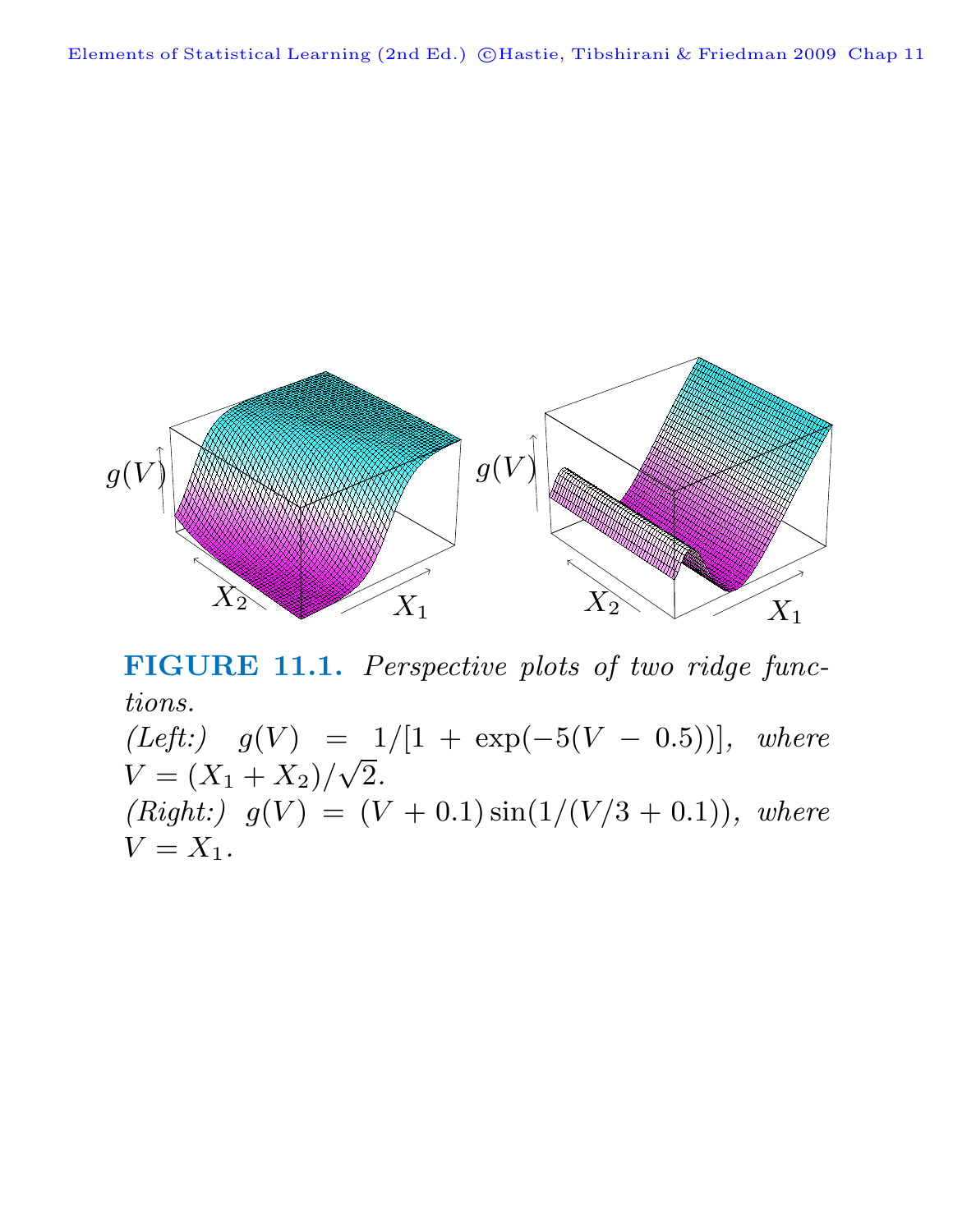**FIGURE 11.1.** *Perspective plots of two ridge functions.*
*(Left:)* $g(V) = 1/[1 + \exp(-5(V - 0.5))]$, *where* $V = (X_1 + X_2)/\sqrt{2}$.
*(Right:)* $g(V) = (V + 0.1)\sin(1/(V/3 + 0.1))$, *where* $V = X_1$.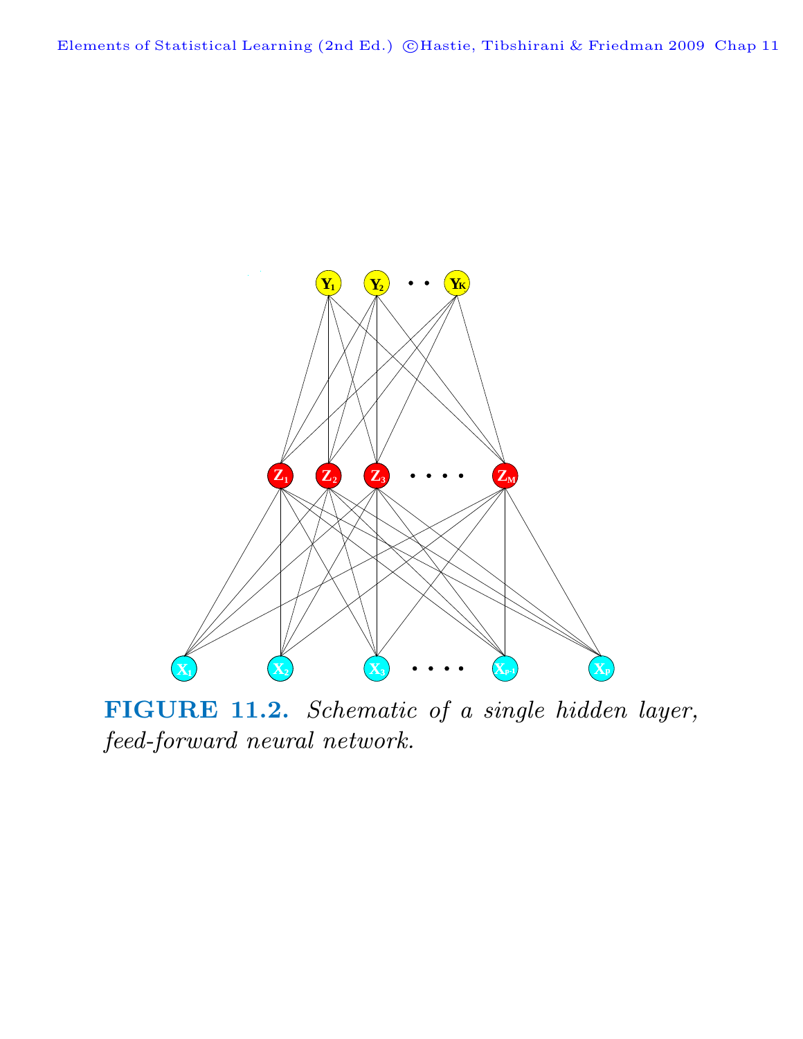**FIGURE 11.2.** *Schematic of a single hidden layer, feed-forward neural network.*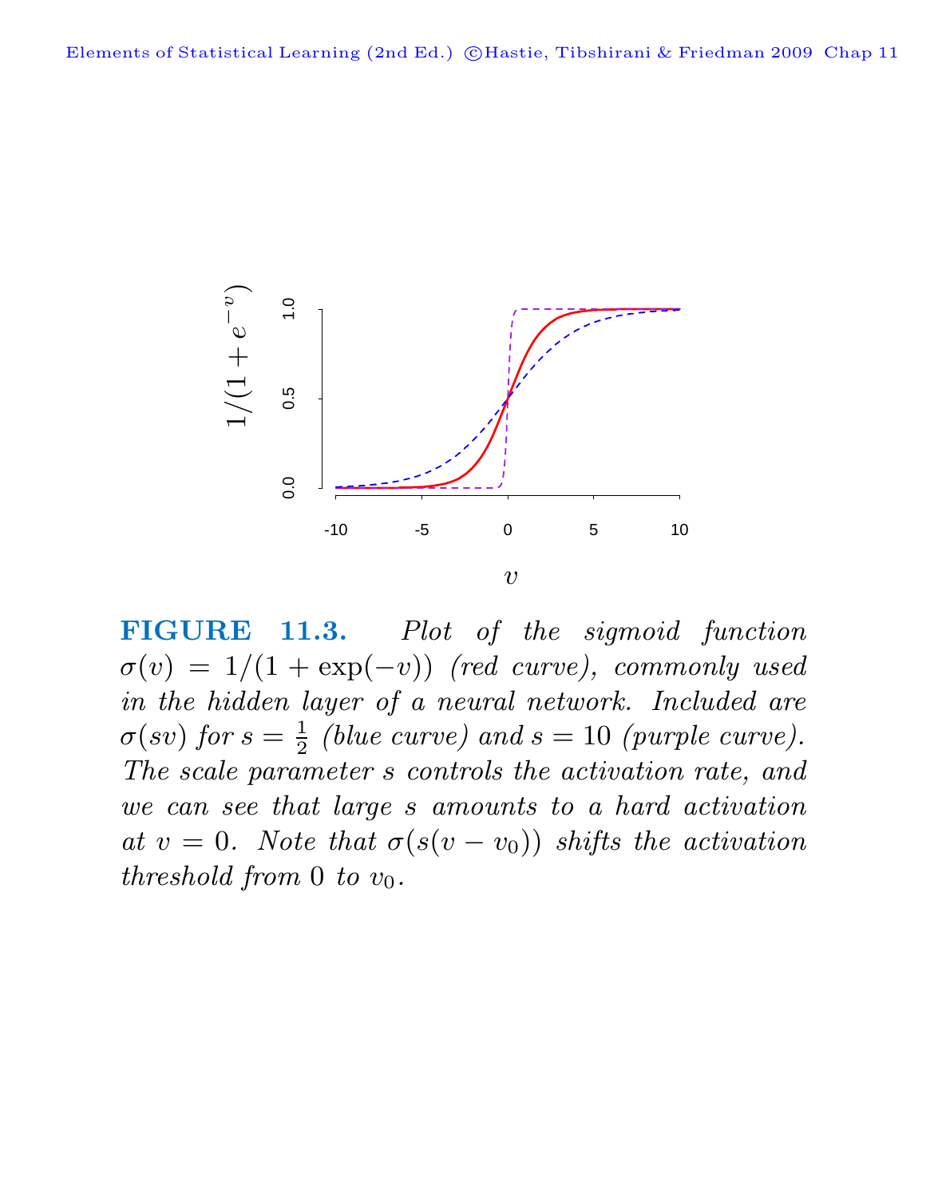**FIGURE 11.3.** *Plot of the sigmoid function $\sigma(v) = 1/(1 + \exp(-v))$ (red curve), commonly used in the hidden layer of a neural network. Included are $\sigma(sv)$ for $s = \frac{1}{2}$ (blue curve) and $s = 10$ (purple curve). The scale parameter $s$ controls the activation rate, and we can see that large $s$ amounts to a hard activation at $v = 0$. Note that $\sigma(s(v - v_0))$ shifts the activation threshold from 0 to $v_0$.*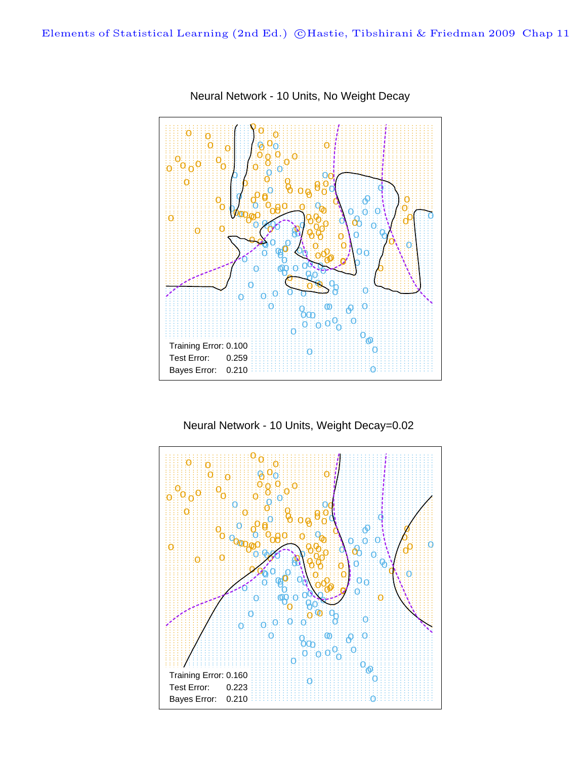## Neural Network - 10 Units, No Weight Decay

Training Error: 0.100
Test Error: 0.259
Bayes Error: 0.210

## Neural Network - 10 Units, Weight Decay=0.02

Training Error: 0.160
Test Error: 0.223
Bayes Error: 0.210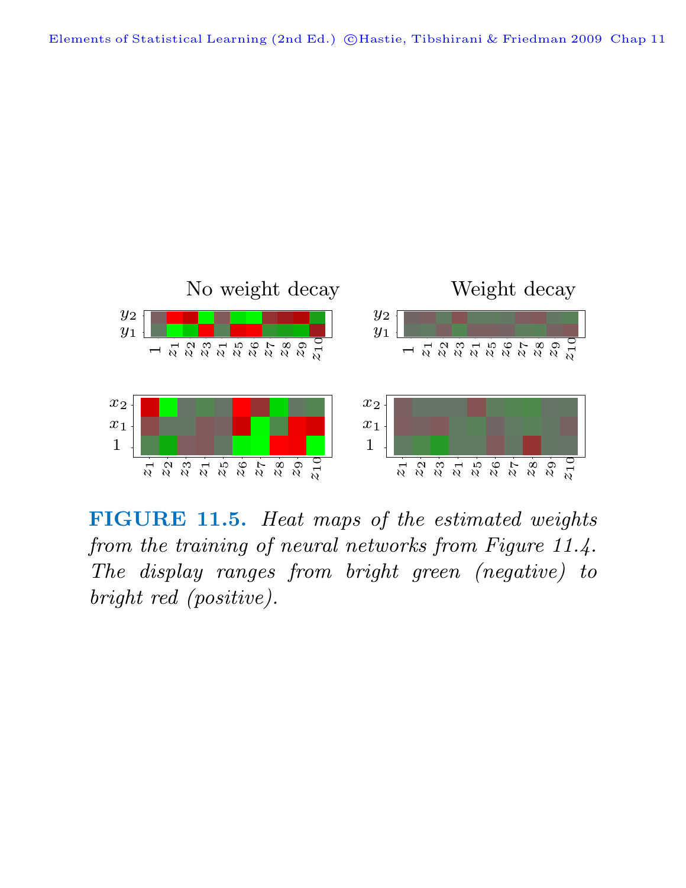No weight decay

Weight decay

**FIGURE 11.5.** *Heat maps of the estimated weights from the training of neural networks from Figure 11.4. The display ranges from bright green (negative) to bright red (positive).*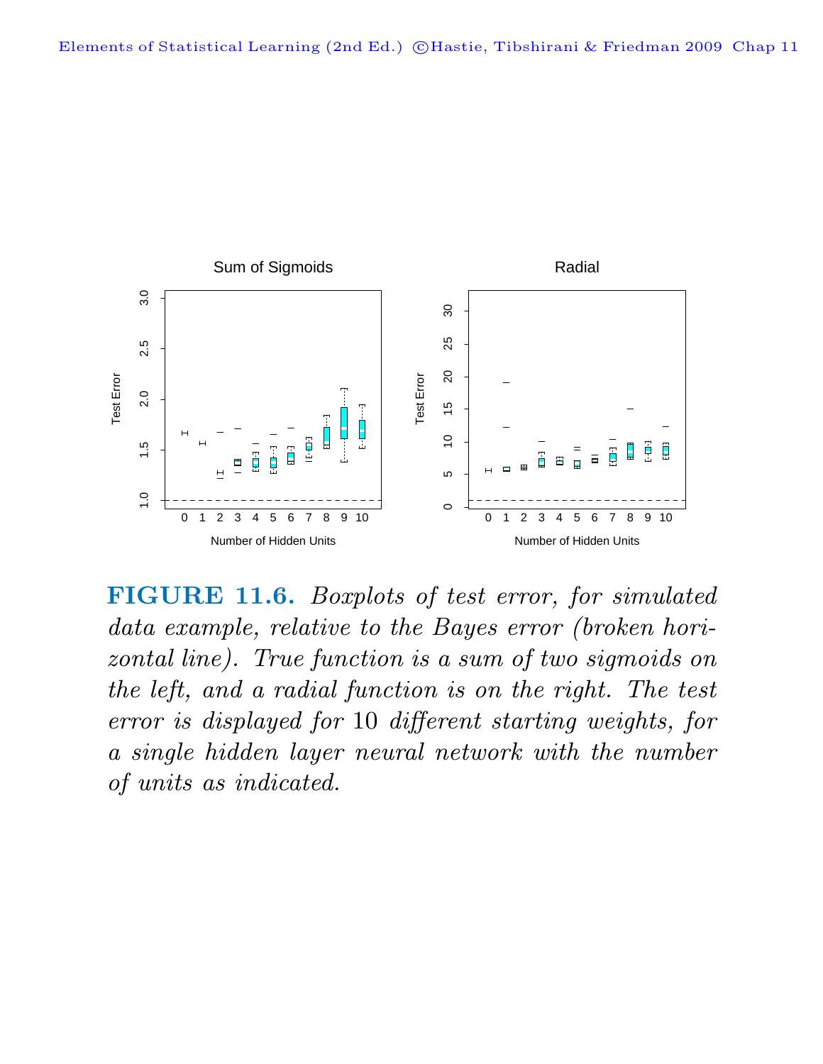**FIGURE 11.6.** *Boxplots of test error, for simulated data example, relative to the Bayes error (broken horizontal line). True function is a sum of two sigmoids on the left, and a radial function is on the right. The test error is displayed for 10 different starting weights, for a single hidden layer neural network with the number of units as indicated.*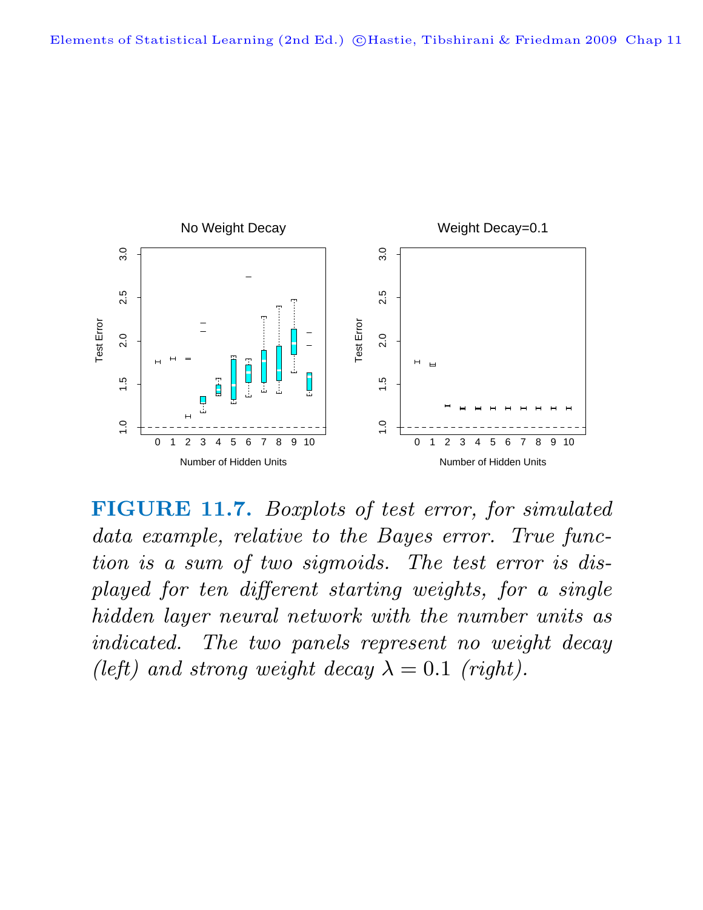**FIGURE 11.7.** *Boxplots of test error, for simulated data example, relative to the Bayes error. True function is a sum of two sigmoids. The test error is displayed for ten different starting weights, for a single hidden layer neural network with the number units as indicated. The two panels represent no weight decay (left) and strong weight decay $\lambda = 0.1$ (right).*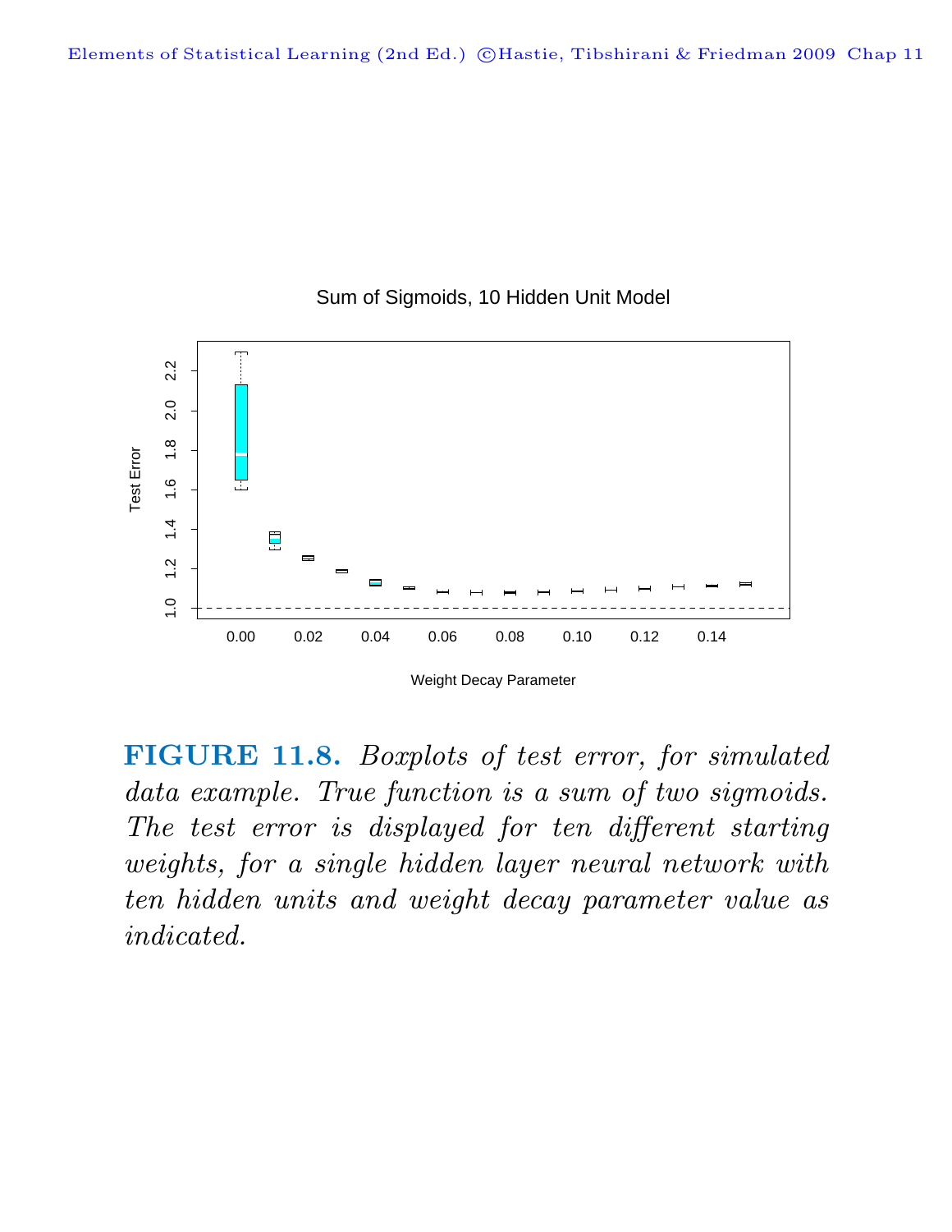**FIGURE 11.8.** *Boxplots of test error, for simulated data example. True function is a sum of two sigmoids. The test error is displayed for ten different starting weights, for a single hidden layer neural network with ten hidden units and weight decay parameter value as indicated.*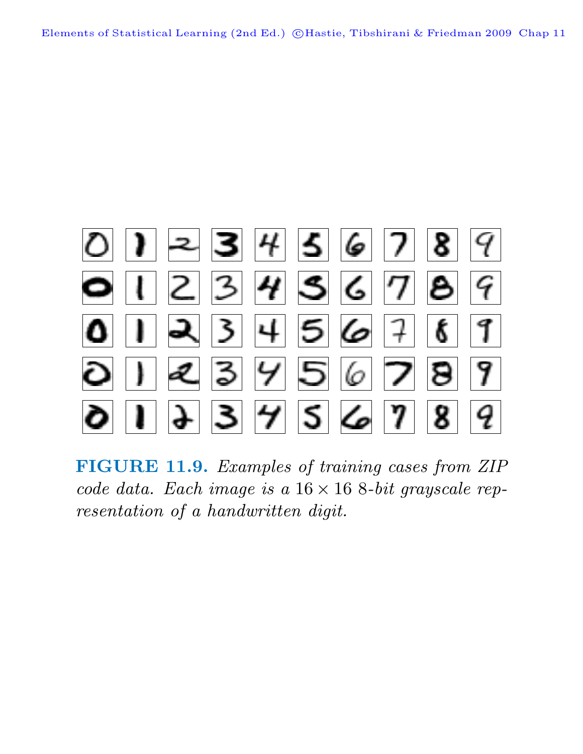**FIGURE 11.9.** *Examples of training cases from ZIP code data. Each image is a $16 \times 16$ 8-bit grayscale representation of a handwritten digit.*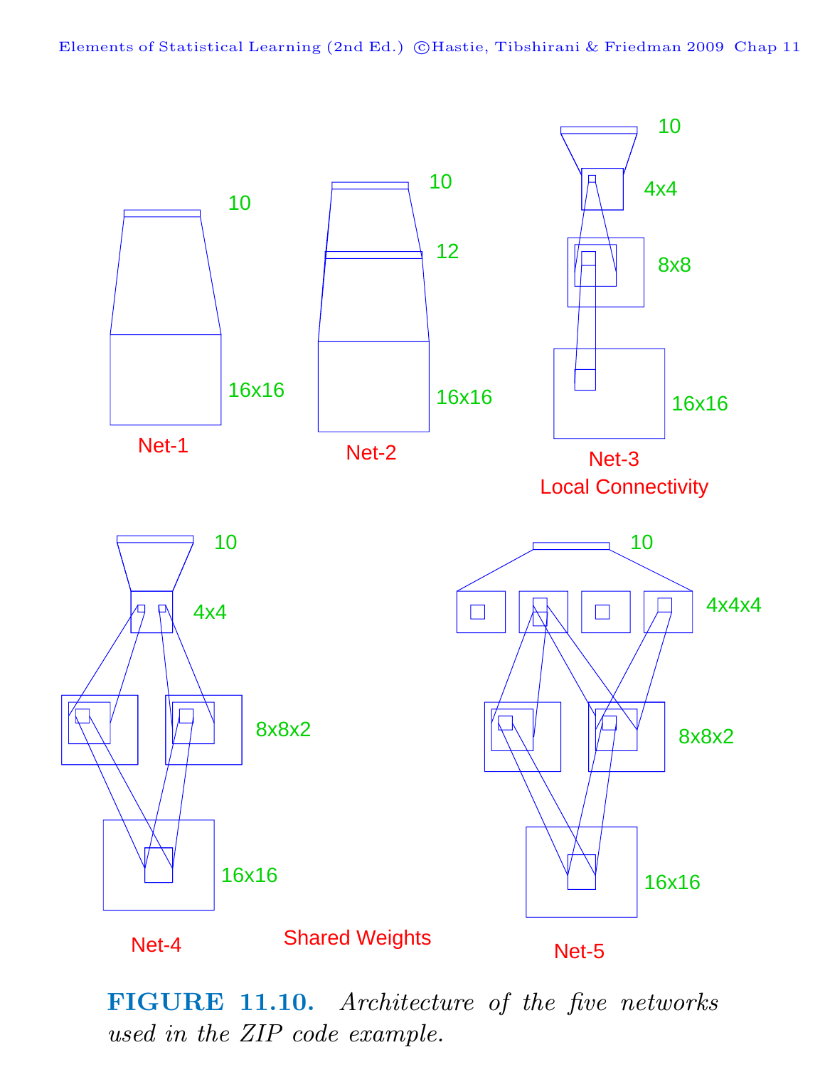**FIGURE 11.10.** *Architecture of the five networks used in the ZIP code example.*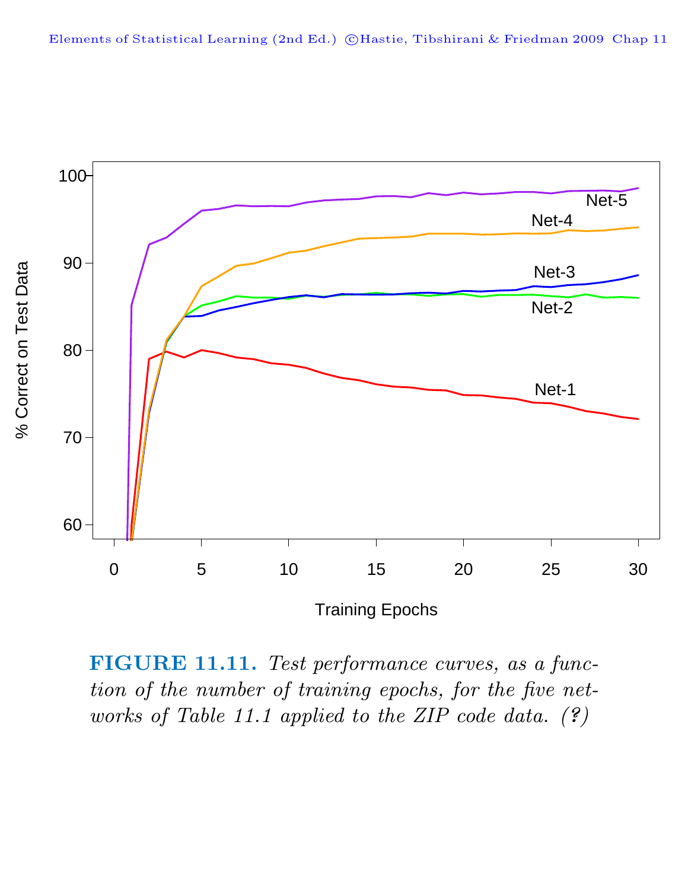**FIGURE 11.11.** *Test performance curves, as a function of the number of training epochs, for the five networks of Table 11.1 applied to the ZIP code data. (?)*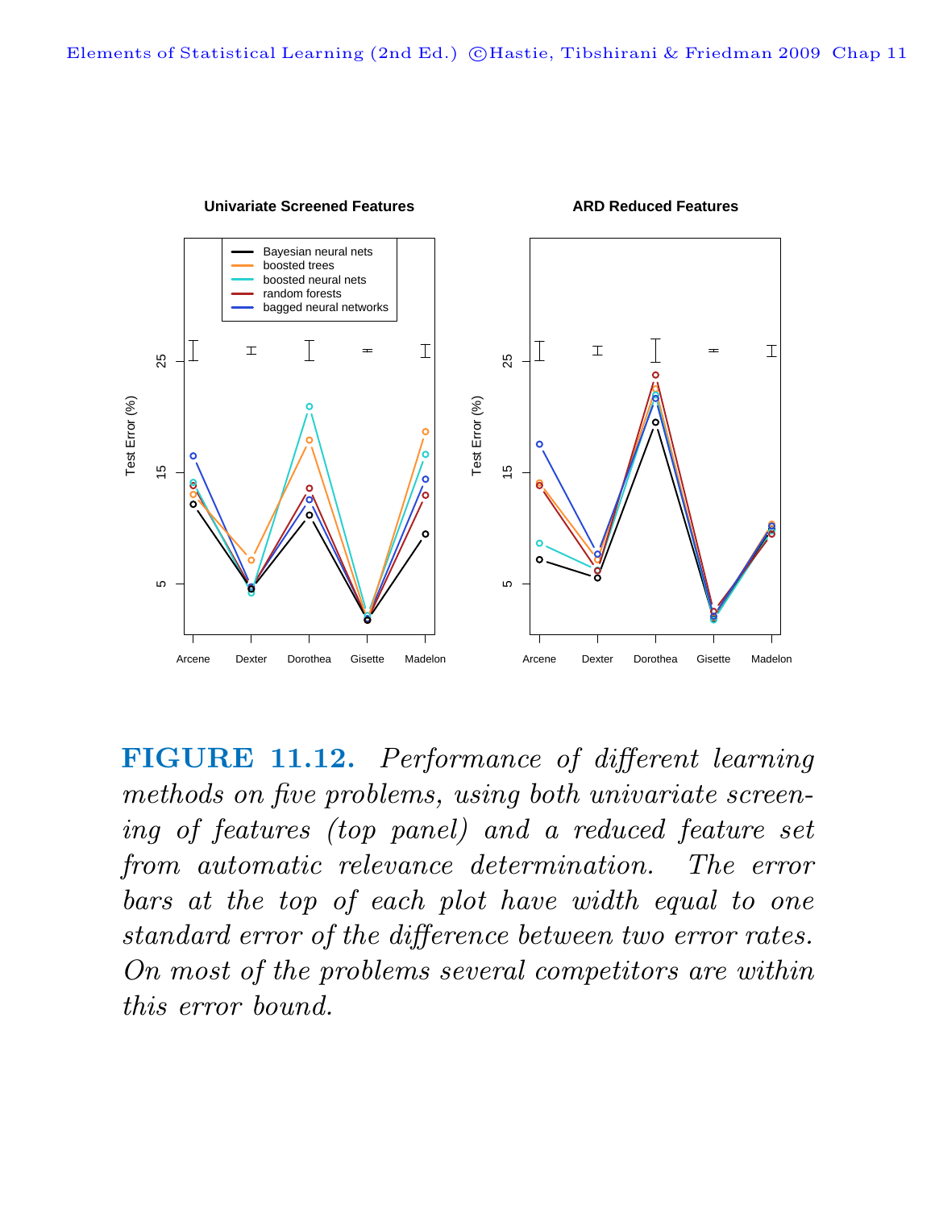Univariate Screened Features

ARD Reduced Features

Bayesian neural nets
boosted trees
boosted neural nets
random forests
bagged neural networks

Test Error (%)

5
15
25

Arcene
Dexter
Dorothea
Gisette
Madelon

**FIGURE 11.12.** *Performance of different learning methods on five problems, using both univariate screening of features (top panel) and a reduced feature set from automatic relevance determination. The error bars at the top of each plot have width equal to one standard error of the difference between two error rates. On most of the problems several competitors are within this error bound.*